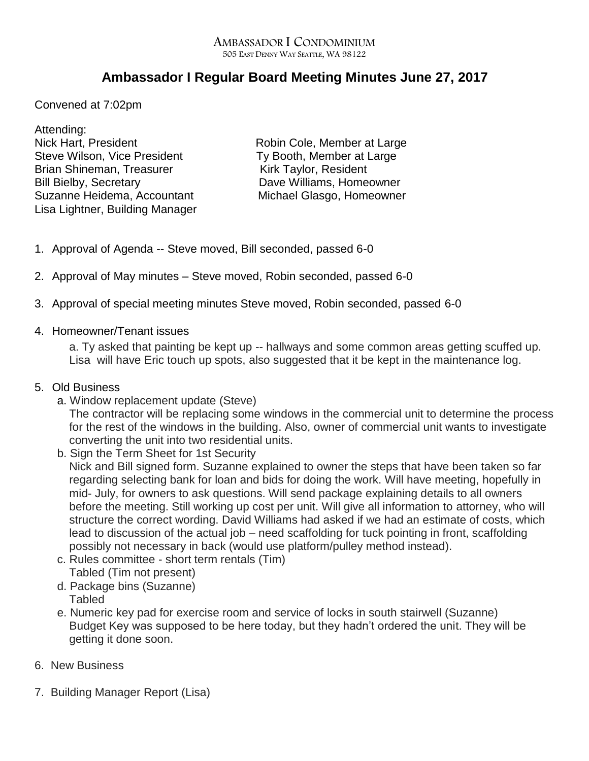AMBASSADOR I CONDOMINIUM
505 EAST DENNY WAY SEATTLE, WA 98122

# Ambassador I Regular Board Meeting Minutes June 27, 2017

Convened at 7:02pm

Attending:
Nick Hart, President
Steve Wilson, Vice President
Brian Shineman, Treasurer
Bill Bielby, Secretary
Suzanne Heidema, Accountant
Lisa Lightner, Building Manager
Robin Cole, Member at Large
Ty Booth, Member at Large
Kirk Taylor, Resident
Dave Williams, Homeowner
Michael Glasgo, Homeowner

1. Approval of Agenda -- Steve moved, Bill seconded, passed 6-0
2. Approval of May minutes – Steve moved, Robin seconded, passed 6-0
3. Approval of special meeting minutes Steve moved, Robin seconded, passed 6-0
4. Homeowner/Tenant issues
   a. Ty asked that painting be kept up -- hallways and some common areas getting scuffed up. Lisa will have Eric touch up spots, also suggested that it be kept in the maintenance log.
5. Old Business
   a. Window replacement update (Steve)
      The contractor will be replacing some windows in the commercial unit to determine the process for the rest of the windows in the building. Also, owner of commercial unit wants to investigate converting the unit into two residential units.
   b. Sign the Term Sheet for 1st Security
      Nick and Bill signed form. Suzanne explained to owner the steps that have been taken so far regarding selecting bank for loan and bids for doing the work. Will have meeting, hopefully in mid- July, for owners to ask questions. Will send package explaining details to all owners before the meeting. Still working up cost per unit. Will give all information to attorney, who will structure the correct wording. David Williams had asked if we had an estimate of costs, which lead to discussion of the actual job – need scaffolding for tuck pointing in front, scaffolding possibly not necessary in back (would use platform/pulley method instead).
   c. Rules committee - short term rentals (Tim)
      Tabled (Tim not present)
   d. Package bins (Suzanne)
      Tabled
   e. Numeric key pad for exercise room and service of locks in south stairwell (Suzanne)
      Budget Key was supposed to be here today, but they hadn't ordered the unit. They will be getting it done soon.
6. New Business
7. Building Manager Report (Lisa)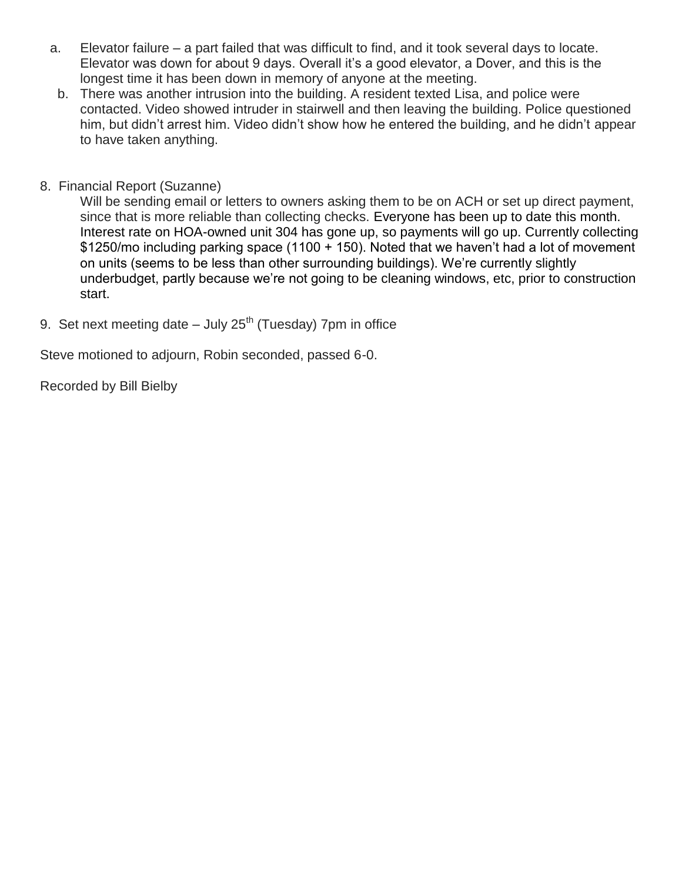a. Elevator failure – a part failed that was difficult to find, and it took several days to locate. Elevator was down for about 9 days. Overall it's a good elevator, a Dover, and this is the longest time it has been down in memory of anyone at the meeting.
b. There was another intrusion into the building. A resident texted Lisa, and police were contacted. Video showed intruder in stairwell and then leaving the building. Police questioned him, but didn't arrest him. Video didn't show how he entered the building, and he didn't appear to have taken anything.

8. Financial Report (Suzanne)

   Will be sending email or letters to owners asking them to be on ACH or set up direct payment, since that is more reliable than collecting checks. Everyone has been up to date this month. Interest rate on HOA-owned unit 304 has gone up, so payments will go up. Currently collecting $1250/mo including parking space (1100 + 150). Noted that we haven't had a lot of movement on units (seems to be less than other surrounding buildings). We're currently slightly underbudget, partly because we're not going to be cleaning windows, etc, prior to construction start.

9. Set next meeting date – July 25th (Tuesday) 7pm in office

Steve motioned to adjourn, Robin seconded, passed 6-0.

Recorded by Bill Bielby